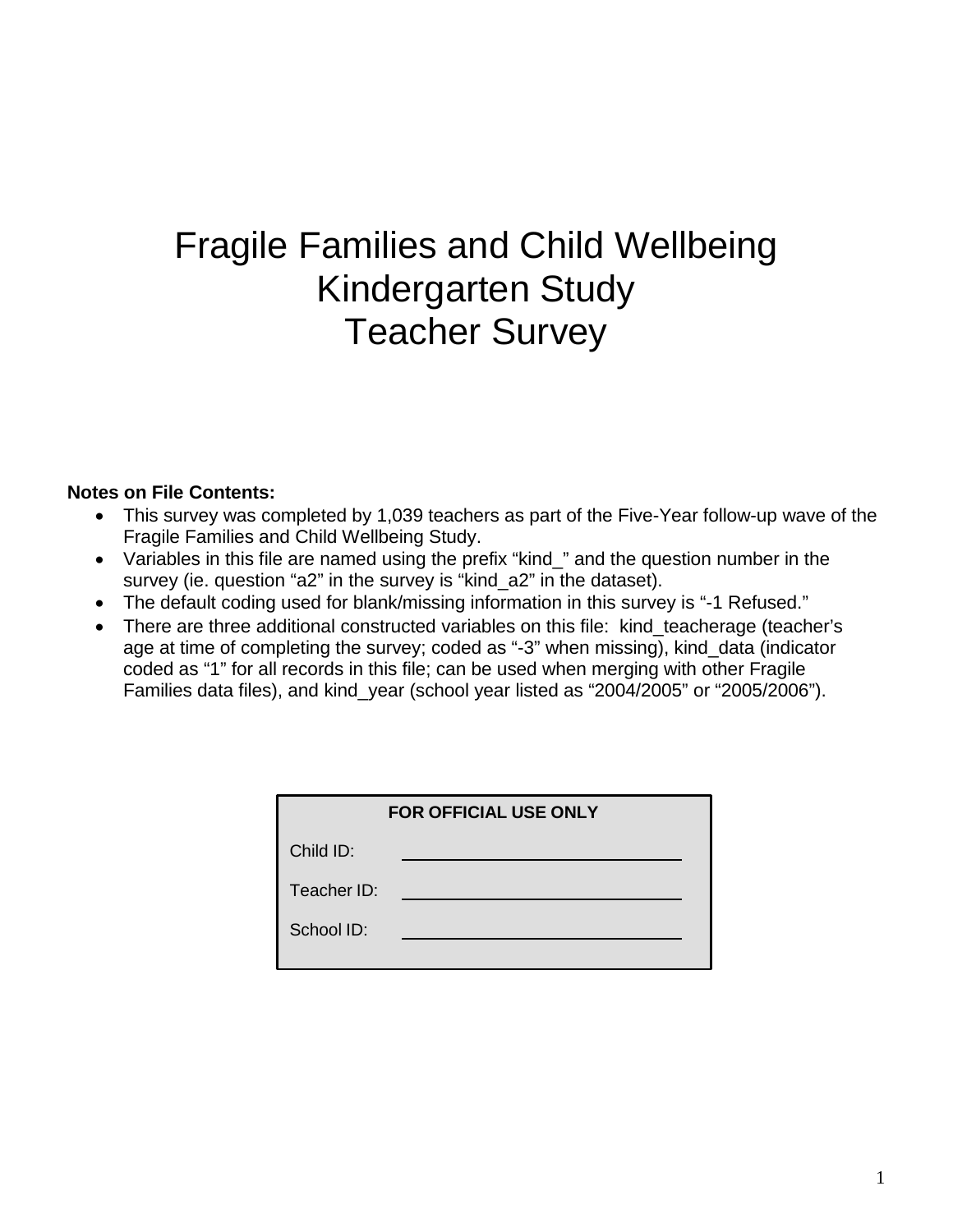# Fragile Families and Child Wellbeing Kindergarten Study Teacher Survey

**Notes on File Contents:**

- This survey was completed by 1,039 teachers as part of the Five-Year follow-up wave of the Fragile Families and Child Wellbeing Study.
- Variables in this file are named using the prefix "kind_" and the question number in the survey (ie. question "a2" in the survey is "kind_a2" in the dataset).
- The default coding used for blank/missing information in this survey is "-1 Refused."
- There are three additional constructed variables on this file: kind_teacherage (teacher's age at time of completing the survey; coded as "-3" when missing), kind_data (indicator coded as "1" for all records in this file; can be used when merging with other Fragile Families data files), and kind_year (school year listed as "2004/2005" or "2005/2006").

**FOR OFFICIAL USE ONLY**

Child ID: ______________________

Teacher ID: ______________________

School ID: ______________________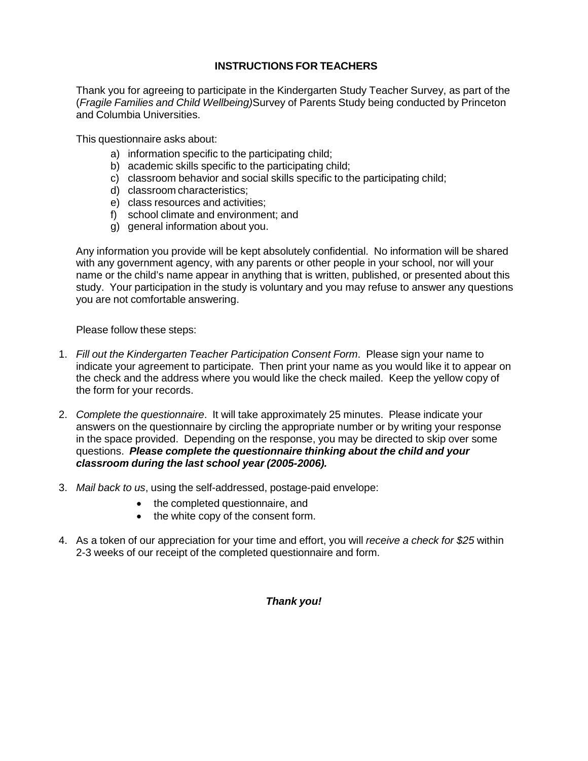## INSTRUCTIONS FOR TEACHERS

Thank you for agreeing to participate in the Kindergarten Study Teacher Survey, as part of the (*Fragile Families and Child Wellbeing)*Survey of Parents Study being conducted by Princeton and Columbia Universities.

This questionnaire asks about:

a) information specific to the participating child;
b) academic skills specific to the participating child;
c) classroom behavior and social skills specific to the participating child;
d) classroom characteristics;
e) class resources and activities;
f) school climate and environment; and
g) general information about you.

Any information you provide will be kept absolutely confidential. No information will be shared with any government agency, with any parents or other people in your school, nor will your name or the child's name appear in anything that is written, published, or presented about this study. Your participation in the study is voluntary and you may refuse to answer any questions you are not comfortable answering.

Please follow these steps:

1. *Fill out the Kindergarten Teacher Participation Consent Form*. Please sign your name to indicate your agreement to participate. Then print your name as you would like it to appear on the check and the address where you would like the check mailed. Keep the yellow copy of the form for your records.

2. *Complete the questionnaire*. It will take approximately 25 minutes. Please indicate your answers on the questionnaire by circling the appropriate number or by writing your response in the space provided. Depending on the response, you may be directed to skip over some questions. ***Please complete the questionnaire thinking about the child and your classroom during the last school year (2005-2006).***

3. *Mail back to us*, using the self-addressed, postage-paid envelope:
   - the completed questionnaire, and
   - the white copy of the consent form.

4. As a token of our appreciation for your time and effort, you will *receive a check for $25* within 2-3 weeks of our receipt of the completed questionnaire and form.

***Thank you!***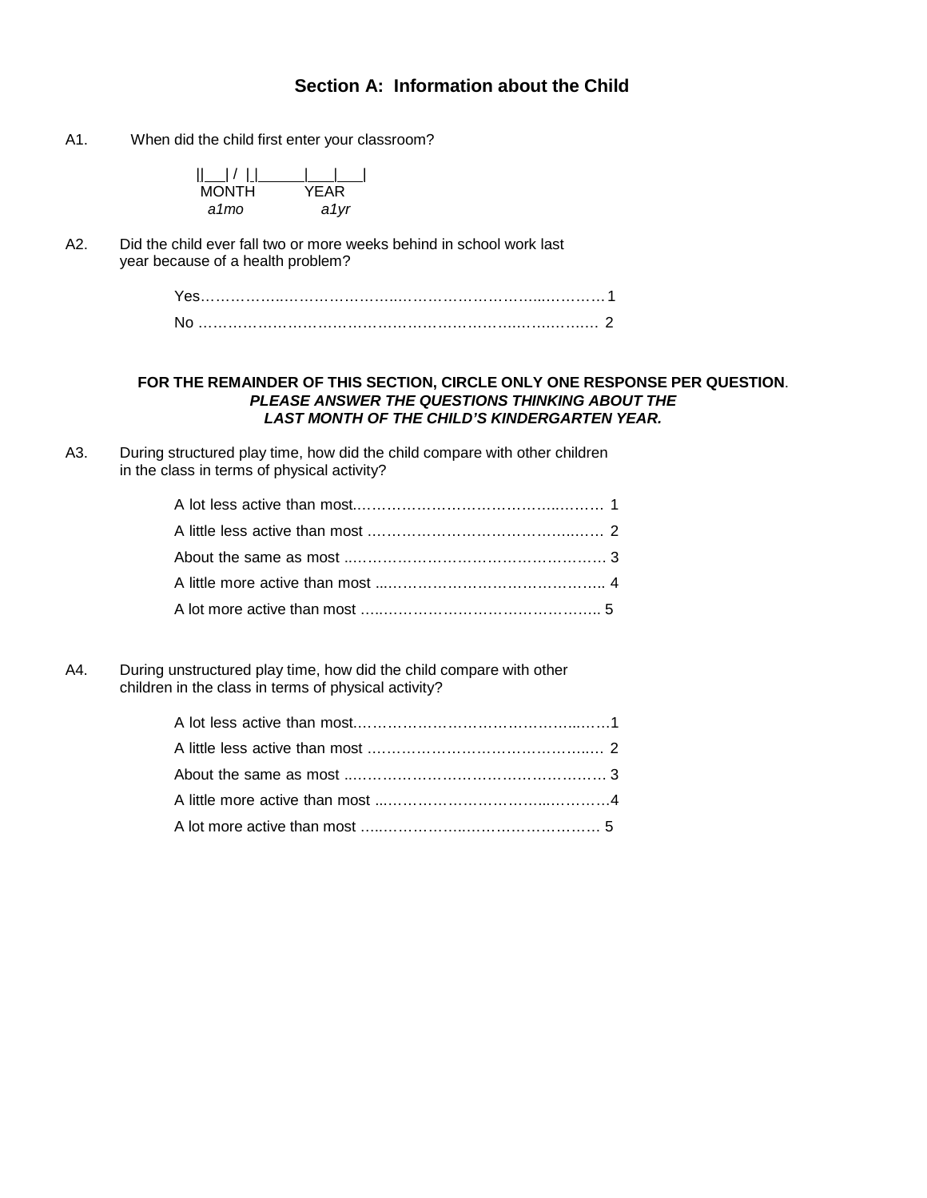## Section A: Information about the Child

A1. When did the child first enter your classroom?

|___|___| / |___|___|___|___|
MONTH YEAR
*a1mo* *a1yr*

A2. Did the child ever fall two or more weeks behind in school work last year because of a health problem?

Yes……………………………………………………………………1
No …………………………………………………………………… 2

**FOR THE REMAINDER OF THIS SECTION, CIRCLE ONLY ONE RESPONSE PER QUESTION.**
***PLEASE ANSWER THE QUESTIONS THINKING ABOUT THE LAST MONTH OF THE CHILD'S KINDERGARTEN YEAR.***

A3. During structured play time, how did the child compare with other children in the class in terms of physical activity?

A lot less active than most……………………………………… 1
A little less active than most ……………………………………… 2
About the same as most ………………………………………… 3
A little more active than most ……………………………………… 4
A lot more active than most ……………………………………… 5

A4. During unstructured play time, how did the child compare with other children in the class in terms of physical activity?

A lot less active than most………………………………………1
A little less active than most ……………………………………… 2
About the same as most ………………………………………… 3
A little more active than most ………………………………………4
A lot more active than most ……………………………………… 5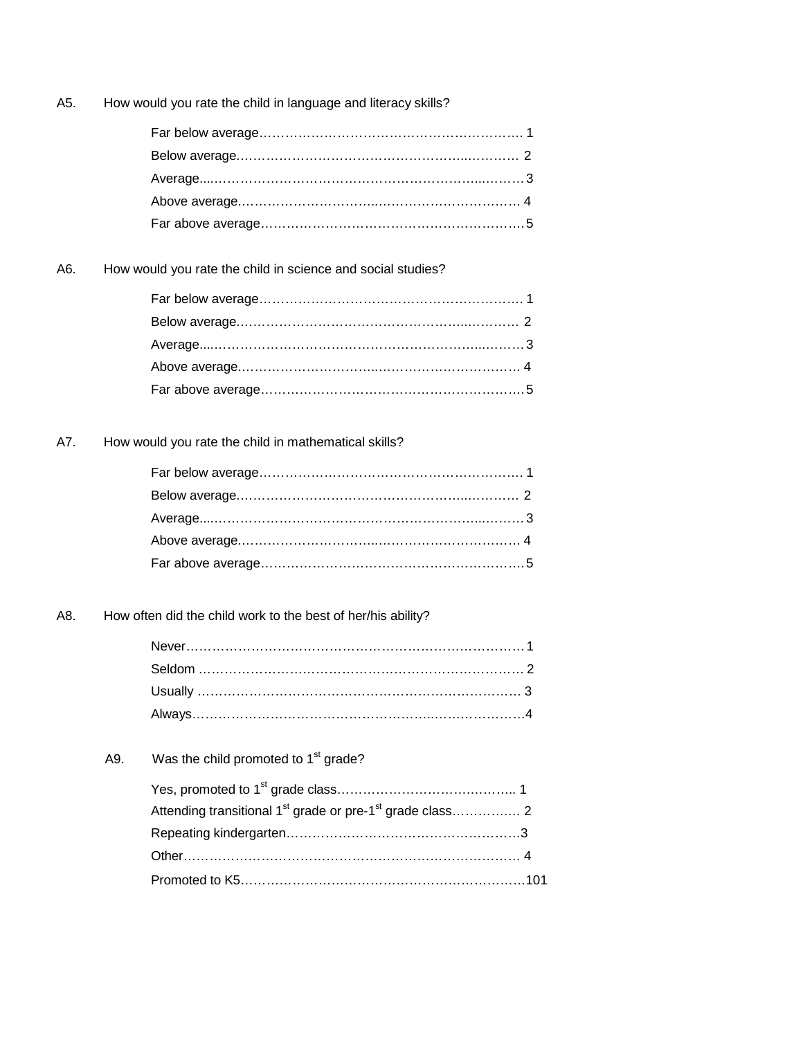A5. How would you rate the child in language and literacy skills?

Far below average……………………………………………………. 1
Below average…………………………………………………………. 2
Average……………………………………………………………………3
Above average………………………………………………………… 4
Far above average………………………………………………………5

A6. How would you rate the child in science and social studies?

Far below average……………………………………………………. 1
Below average…………………………………………………………. 2
Average……………………………………………………………………3
Above average………………………………………………………… 4
Far above average………………………………………………………5

A7. How would you rate the child in mathematical skills?

Far below average……………………………………………………. 1
Below average…………………………………………………………. 2
Average……………………………………………………………………3
Above average………………………………………………………… 4
Far above average………………………………………………………5

A8. How often did the child work to the best of her/his ability?

Never……………………………………………………………………1
Seldom ………………………………………………………………… 2
Usually ………………………………………………………………… 3
Always……………………………………………………………………4

A9. Was the child promoted to 1st grade?

Yes, promoted to 1st grade class…………………………………….. 1
Attending transitional 1st grade or pre-1st grade class……………. 2
Repeating kindergarten…………………………………………………3
Other…………………………………………………………………… 4
Promoted to K5…………………………………………………………101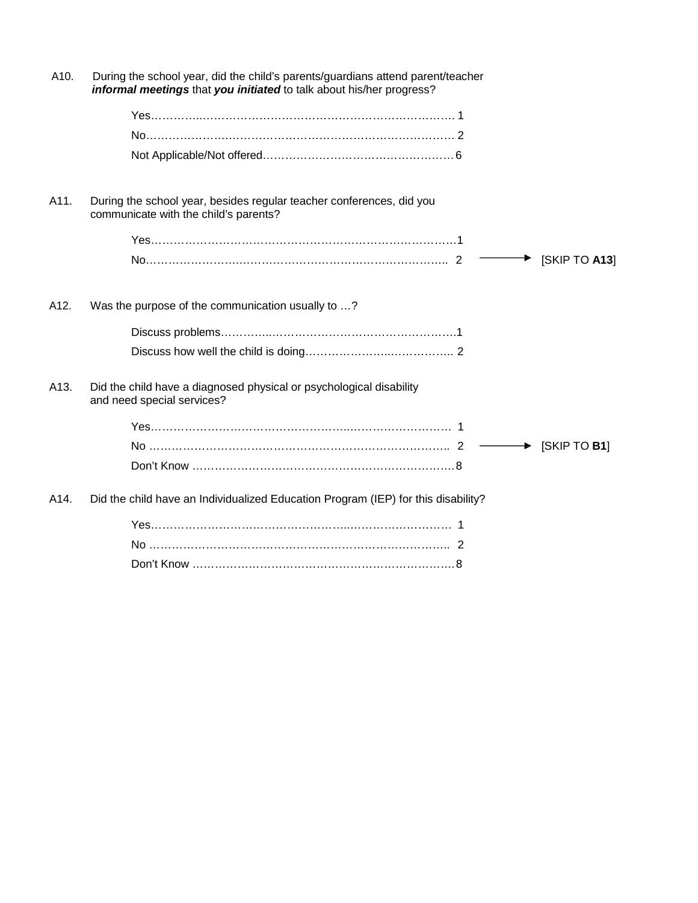A10. During the school year, did the child's parents/guardians attend parent/teacher ***informal meetings*** that ***you initiated*** to talk about his/her progress?

- Yes……………………………………………………………………… 1
- No………………………………………………………………………… 2
- Not Applicable/Not offered…………………………………………… 6

A11. During the school year, besides regular teacher conferences, did you communicate with the child's parents?

- Yes………………………………………………………………………1
- No…………………………………………………………………….. 2 → [SKIP TO **A13**]

A12. Was the purpose of the communication usually to …?

- Discuss problems……………………………………………………….1
- Discuss how well the child is doing………………………………….. 2

A13. Did the child have a diagnosed physical or psychological disability and need special services?

- Yes………………………………………………………………… 1
- No ……………………………………………………………………. 2 → [SKIP TO **B1**]
- Don't Know ………………………………………………………….8

A14. Did the child have an Individualized Education Program (IEP) for this disability?

- Yes………………………………………………………………… 1
- No ……………………………………………………………………. 2
- Don't Know ………………………………………………………….8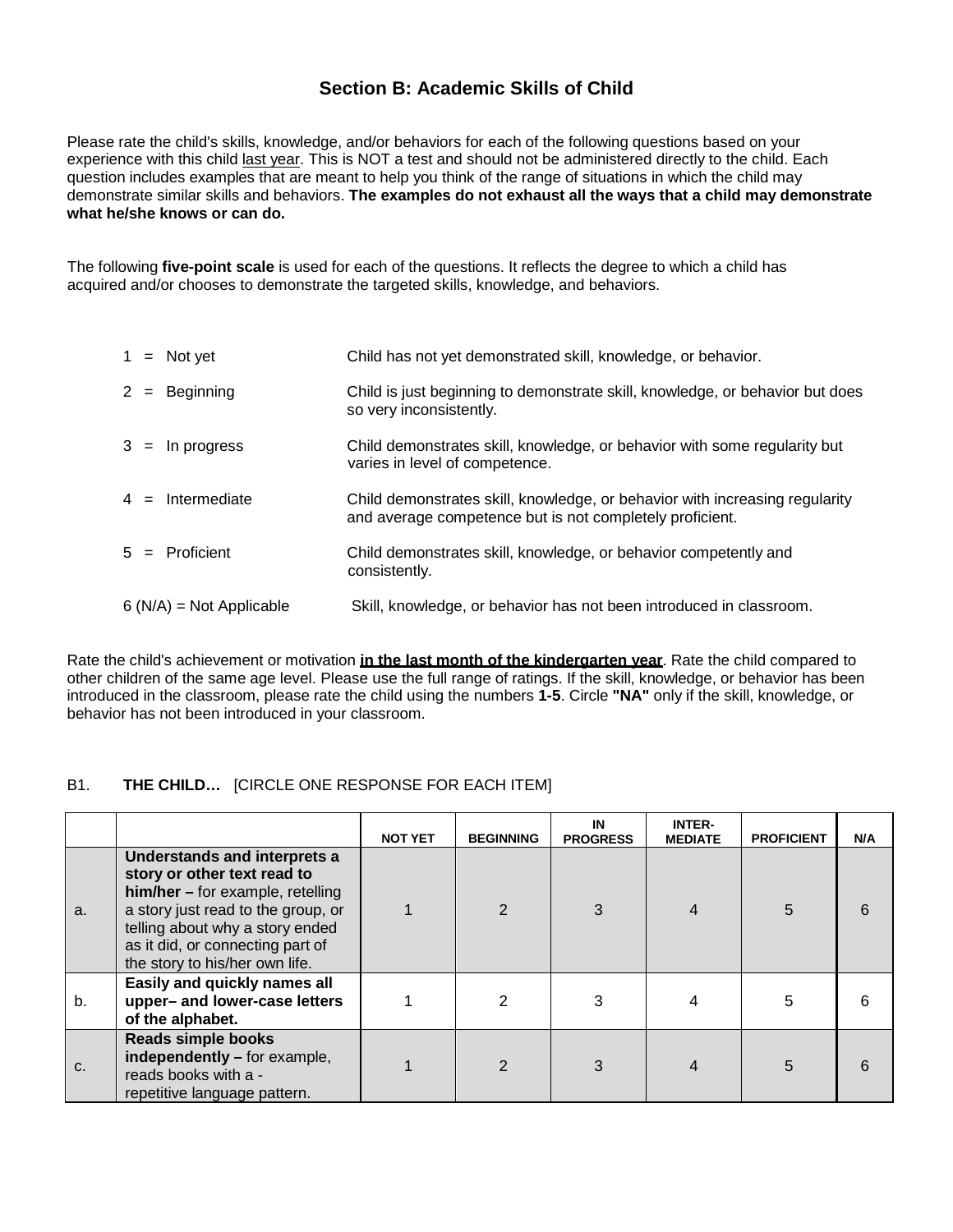## Section B: Academic Skills of Child

Please rate the child's skills, knowledge, and/or behaviors for each of the following questions based on your experience with this child last year. This is NOT a test and should not be administered directly to the child. Each question includes examples that are meant to help you think of the range of situations in which the child may demonstrate similar skills and behaviors. **The examples do not exhaust all the ways that a child may demonstrate what he/she knows or can do.**

The following **five-point scale** is used for each of the questions. It reflects the degree to which a child has acquired and/or chooses to demonstrate the targeted skills, knowledge, and behaviors.

| | |
|---|---|
| 1 = Not yet | Child has not yet demonstrated skill, knowledge, or behavior. |
| 2 = Beginning | Child is just beginning to demonstrate skill, knowledge, or behavior but does so very inconsistently. |
| 3 = In progress | Child demonstrates skill, knowledge, or behavior with some regularity but varies in level of competence. |
| 4 = Intermediate | Child demonstrates skill, knowledge, or behavior with increasing regularity and average competence but is not completely proficient. |
| 5 = Proficient | Child demonstrates skill, knowledge, or behavior competently and consistently. |
| 6 (N/A) = Not Applicable | Skill, knowledge, or behavior has not been introduced in classroom. |

Rate the child's achievement or motivation **in the last month of the kindergarten year**. Rate the child compared to other children of the same age level. Please use the full range of ratings. If the skill, knowledge, or behavior has been introduced in the classroom, please rate the child using the numbers **1-5**. Circle **"NA"** only if the skill, knowledge, or behavior has not been introduced in your classroom.

B1. **THE CHILD…** [CIRCLE ONE RESPONSE FOR EACH ITEM]

| | | NOT YET | BEGINNING | IN PROGRESS | INTER-MEDIATE | PROFICIENT | N/A |
|---|---|---|---|---|---|---|---|
| a. | **Understands and interprets a story or other text read to him/her –** for example, retelling a story just read to the group, or telling about why a story ended as it did, or connecting part of the story to his/her own life. | 1 | 2 | 3 | 4 | 5 | 6 |
| b. | **Easily and quickly names all upper– and lower-case letters of the alphabet.** | 1 | 2 | 3 | 4 | 5 | 6 |
| c. | **Reads simple books independently –** for example, reads books with a - repetitive language pattern. | 1 | 2 | 3 | 4 | 5 | 6 |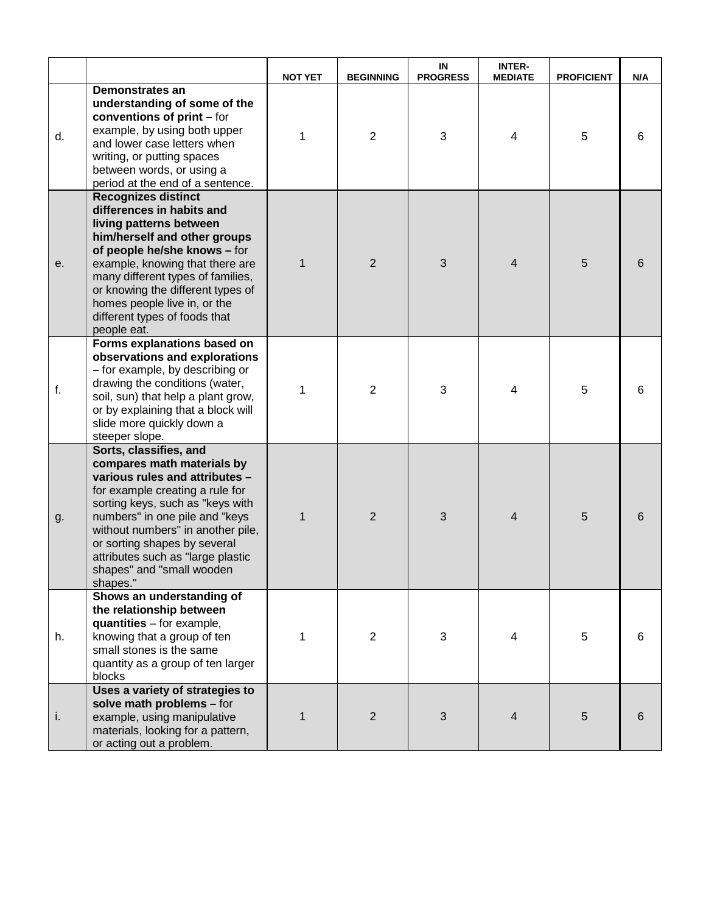| | | NOT YET | BEGINNING | IN PROGRESS | INTER-MEDIATE | PROFICIENT | N/A |
|---|---|---|---|---|---|---|---|
| d. | **Demonstrates an understanding of some of the conventions of print –** for example, by using both upper and lower case letters when writing, or putting spaces between words, or using a period at the end of a sentence. | 1 | 2 | 3 | 4 | 5 | 6 |
| e. | **Recognizes distinct differences in habits and living patterns between him/herself and other groups of people he/she knows –** for example, knowing that there are many different types of families, or knowing the different types of homes people live in, or the different types of foods that people eat. | 1 | 2 | 3 | 4 | 5 | 6 |
| f. | **Forms explanations based on observations and explorations –** for example, by describing or drawing the conditions (water, soil, sun) that help a plant grow, or by explaining that a block will slide more quickly down a steeper slope. | 1 | 2 | 3 | 4 | 5 | 6 |
| g. | **Sorts, classifies, and compares math materials by various rules and attributes –** for example creating a rule for sorting keys, such as "keys with numbers" in one pile and "keys without numbers" in another pile, or sorting shapes by several attributes such as "large plastic shapes" and "small wooden shapes." | 1 | 2 | 3 | 4 | 5 | 6 |
| h. | **Shows an understanding of the relationship between quantities** – for example, knowing that a group of ten small stones is the same quantity as a group of ten larger blocks | 1 | 2 | 3 | 4 | 5 | 6 |
| i. | **Uses a variety of strategies to solve math problems –** for example, using manipulative materials, looking for a pattern, or acting out a problem. | 1 | 2 | 3 | 4 | 5 | 6 |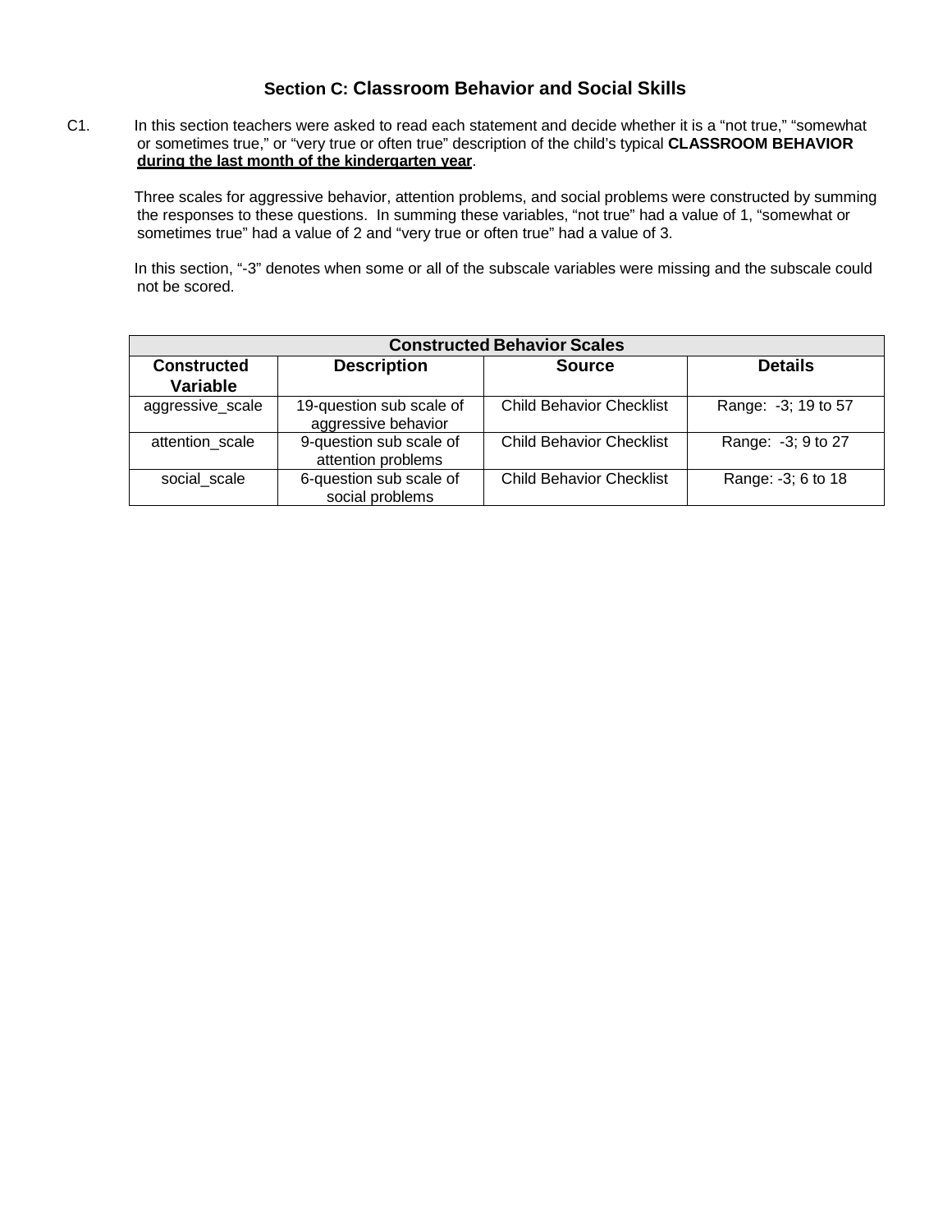## Section C: Classroom Behavior and Social Skills

C1. In this section teachers were asked to read each statement and decide whether it is a "not true," "somewhat or sometimes true," or "very true or often true" description of the child's typical **CLASSROOM BEHAVIOR <u>during the last month of the kindergarten year</u>**.

Three scales for aggressive behavior, attention problems, and social problems were constructed by summing the responses to these questions. In summing these variables, "not true" had a value of 1, "somewhat or sometimes true" had a value of 2 and "very true or often true" had a value of 3.

In this section, "-3" denotes when some or all of the subscale variables were missing and the subscale could not be scored.

**Constructed Behavior Scales**

| Constructed Variable | Description | Source | Details |
|---|---|---|---|
| aggressive_scale | 19-question sub scale of aggressive behavior | Child Behavior Checklist | Range: -3; 19 to 57 |
| attention_scale | 9-question sub scale of attention problems | Child Behavior Checklist | Range: -3; 9 to 27 |
| social_scale | 6-question sub scale of social problems | Child Behavior Checklist | Range: -3; 6 to 18 |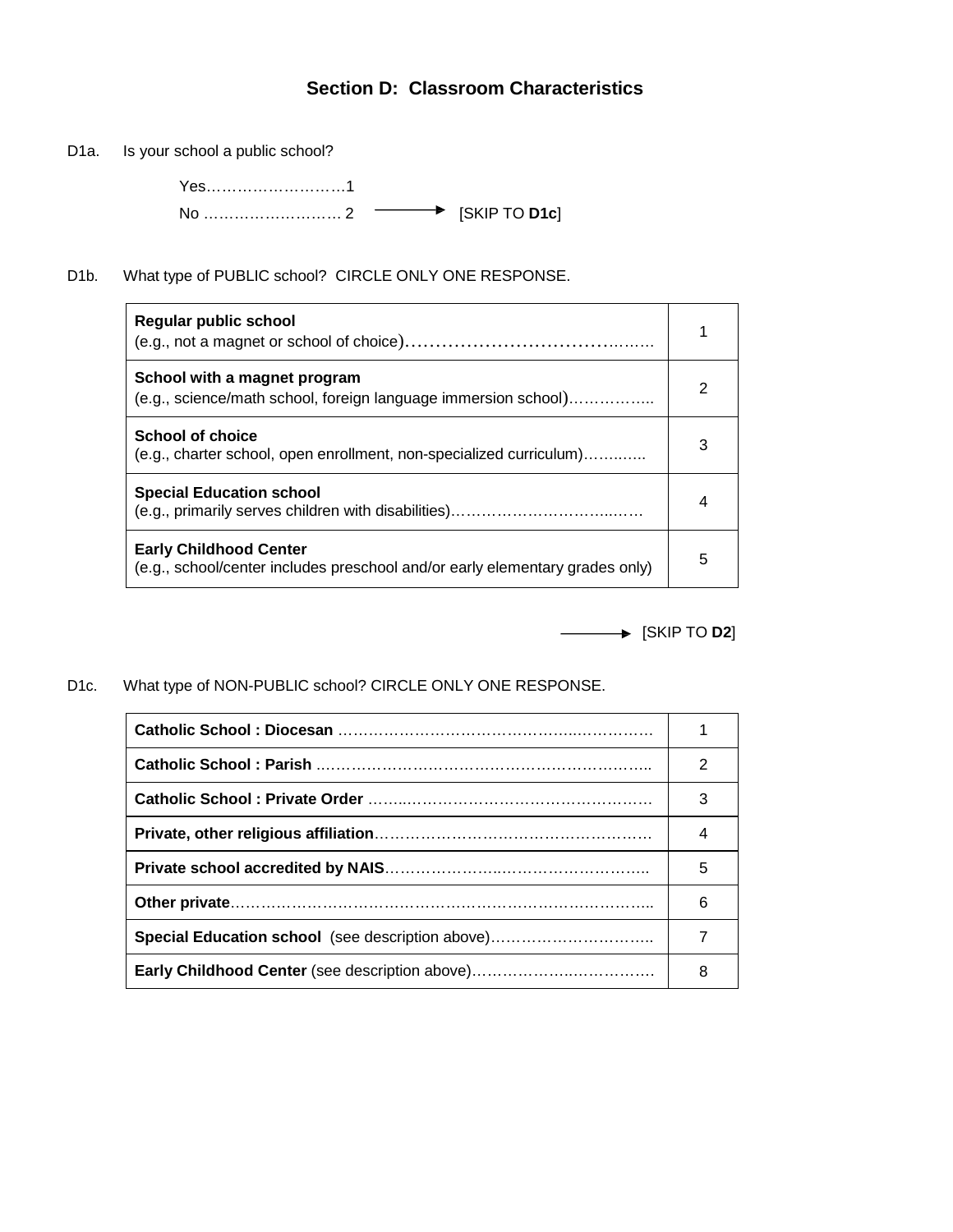## Section D: Classroom Characteristics

D1a. Is your school a public school?

Yes……………………….1
No ……………………… 2 ⟶ [SKIP TO **D1c**]

D1b. What type of PUBLIC school? CIRCLE ONLY ONE RESPONSE.

| | |
|---|---|
| **Regular public school**<br>(e.g., not a magnet or school of choice)……………………………….……. | 1 |
| **School with a magnet program**<br>(e.g., science/math school, foreign language immersion school)……………... | 2 |
| **School of choice**<br>(e.g., charter school, open enrollment, non-specialized curriculum)……..….. | 3 |
| **Special Education school**<br>(e.g., primarily serves children with disabilities)……………………….....…… | 4 |
| **Early Childhood Center**<br>(e.g., school/center includes preschool and/or early elementary grades only) | 5 |

⟶ [SKIP TO **D2**]

D1c. What type of NON-PUBLIC school? CIRCLE ONLY ONE RESPONSE.

| | |
|---|---|
| **Catholic School : Diocesan** ……………………………………...…………… | 1 |
| **Catholic School : Parish** ..……………………………………………………... | 2 |
| **Catholic School : Private Order** ……...…………………………………………. | 3 |
| **Private, other religious affiliation**………………………………………………. | 4 |
| **Private school accredited by NAIS**…………………..……………………….. | 5 |
| **Other private**…………………………………………………………………….. | 6 |
| **Special Education school** (see description above)………………………….. | 7 |
| **Early Childhood Center** (see description above)………………..……………. | 8 |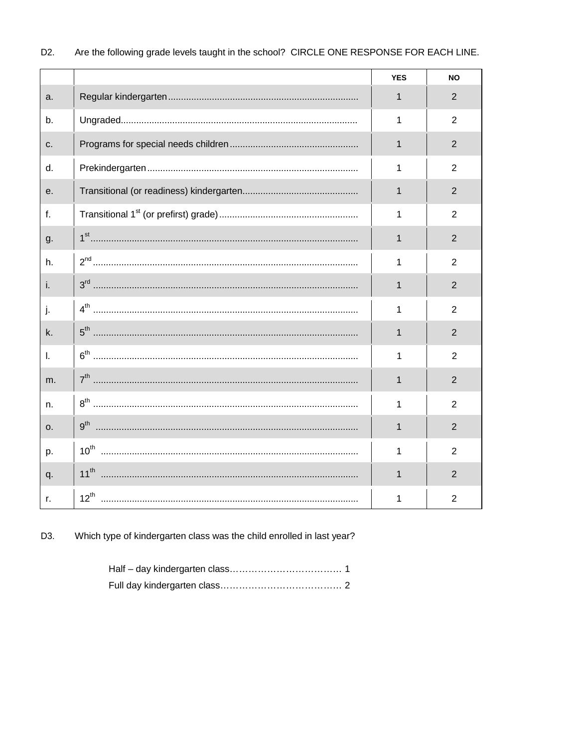D2. Are the following grade levels taught in the school? CIRCLE ONE RESPONSE FOR EACH LINE.

| | | YES | NO |
|---|---|---|---|
| a. | Regular kindergarten........................................................................ | 1 | 2 |
| b. | Ungraded.......................................................................................... | 1 | 2 |
| c. | Programs for special needs children................................................. | 1 | 2 |
| d. | Prekindergarten................................................................................ | 1 | 2 |
| e. | Transitional (or readiness) kindergarten............................................ | 1 | 2 |
| f. | Transitional 1st (or prefirst) grade)..................................................... | 1 | 2 |
| g. | 1st...................................................................................................... | 1 | 2 |
| h. | 2nd..................................................................................................... | 1 | 2 |
| i. | 3rd..................................................................................................... | 1 | 2 |
| j. | 4th..................................................................................................... | 1 | 2 |
| k. | 5th..................................................................................................... | 1 | 2 |
| l. | 6th..................................................................................................... | 1 | 2 |
| m. | 7th..................................................................................................... | 1 | 2 |
| n. | 8th..................................................................................................... | 1 | 2 |
| o. | 9th..................................................................................................... | 1 | 2 |
| p. | 10th................................................................................................... | 1 | 2 |
| q. | 11th................................................................................................... | 1 | 2 |
| r. | 12th................................................................................................... | 1 | 2 |

D3. Which type of kindergarten class was the child enrolled in last year?

Half – day kindergarten class……………………………… 1

Full day kindergarten class………………………………… 2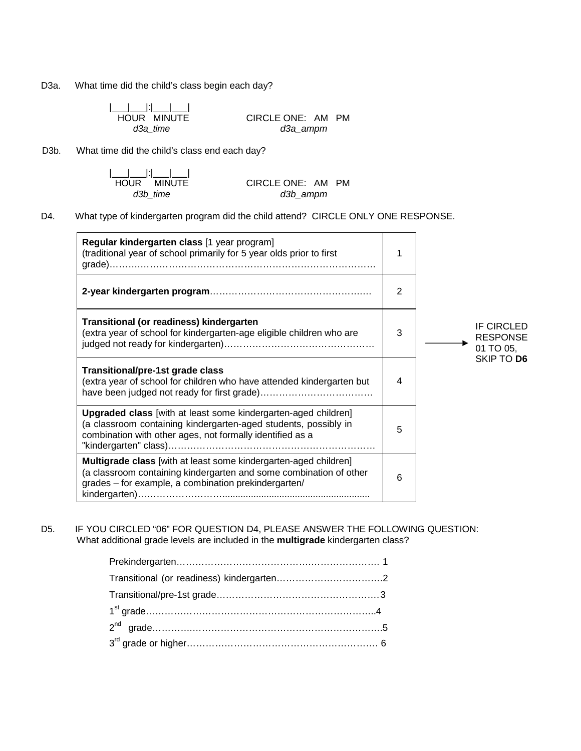D3a. What time did the child's class begin each day?

|\_\_\_|\_\_\_|:|\_\_\_|\_\_\_|
HOUR MINUTE
*d3a_time*

CIRCLE ONE: AM PM
*d3a_ampm*

D3b. What time did the child's class end each day?

|\_\_\_|\_\_\_|:|\_\_\_|\_\_\_|
HOUR MINUTE
*d3b_time*

CIRCLE ONE: AM PM
*d3b_ampm*

D4. What type of kindergarten program did the child attend? CIRCLE ONLY ONE RESPONSE.

| | |
|---|---|
| **Regular kindergarten class** [1 year program] (traditional year of school primarily for 5 year olds prior to first grade)…………………………………………………………………………… | 1 |
| **2-year kindergarten program**…………………………………………… | 2 |
| **Transitional (or readiness) kindergarten** (extra year of school for kindergarten-age eligible children who are judged not ready for kindergarten)………………………………………… | 3 |
| **Transitional/pre-1st grade class** (extra year of school for children who have attended kindergarten but have been judged not ready for first grade)……………………………… | 4 |
| **Upgraded class** [with at least some kindergarten-aged children] (a classroom containing kindergarten-aged students, possibly in combination with other ages, not formally identified as a "kindergarten" class)………………………………………………………… | 5 |
| **Multigrade class** [with at least some kindergarten-aged children] (a classroom containing kindergarten and some combination of other grades – for example, a combination prekindergarten/ kindergarten)……………………….......................................................... | 6 |

→ IF CIRCLED RESPONSE 01 TO 05, SKIP TO **D6**

D5. IF YOU CIRCLED "06" FOR QUESTION D4, PLEASE ANSWER THE FOLLOWING QUESTION:
What additional grade levels are included in the **multigrade** kindergarten class?

Prekindergarten…………………………………………………………… 1
Transitional (or readiness) kindergarten…………………………….2
Transitional/pre-1st grade……………………………………………3
1st grade…………………………………………………………………..4
2nd grade………………………………………………………………….5
3rd grade or higher…………………………………………………… 6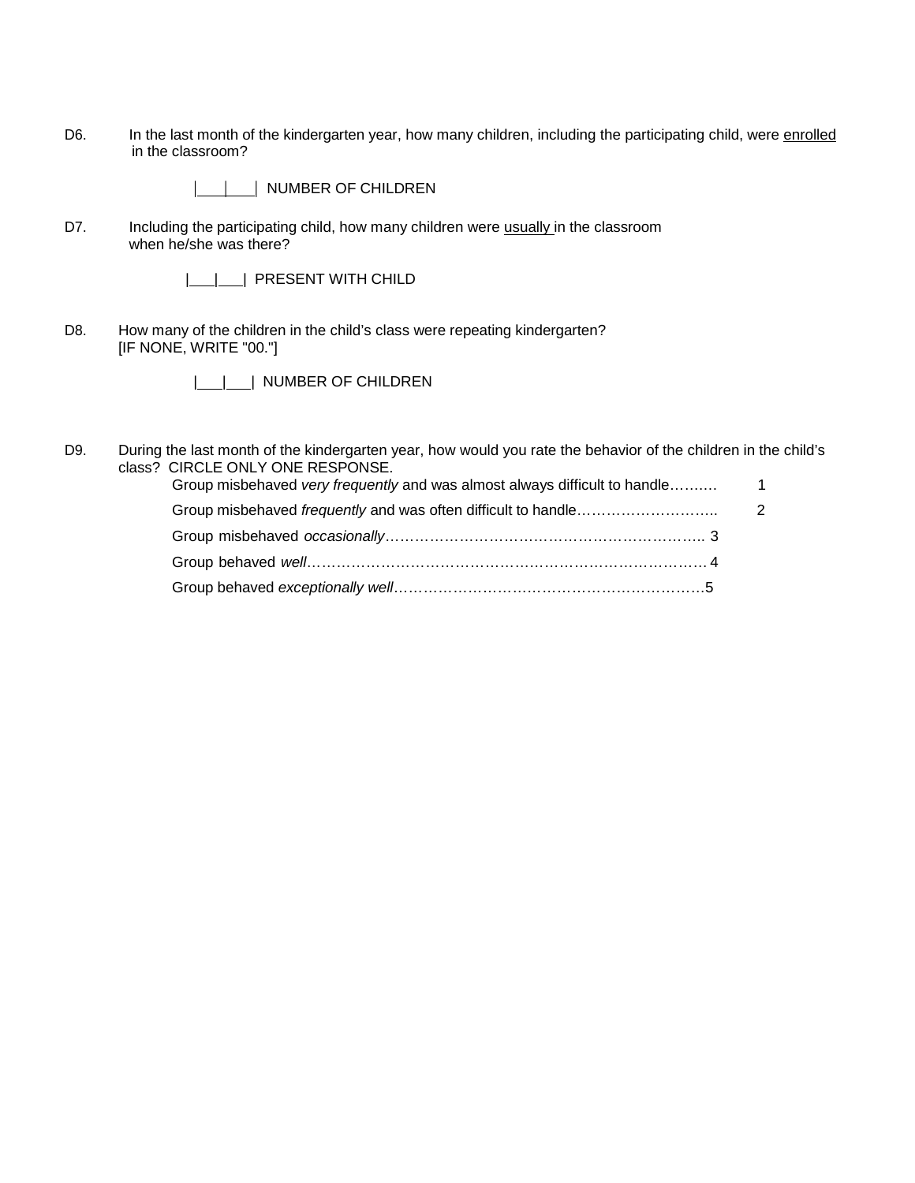D6. In the last month of the kindergarten year, how many children, including the participating child, were <u>enrolled</u> in the classroom?

|___|___| NUMBER OF CHILDREN

D7. Including the participating child, how many children were <u>usually</u> in the classroom when he/she was there?

|___|___| PRESENT WITH CHILD

D8. How many of the children in the child's class were repeating kindergarten? [IF NONE, WRITE "00."]

|___|___| NUMBER OF CHILDREN

D9. During the last month of the kindergarten year, how would you rate the behavior of the children in the child's class? CIRCLE ONLY ONE RESPONSE.

| | |
|---|---|
| Group misbehaved *very frequently* and was almost always difficult to handle………. | 1 |
| Group misbehaved *frequently* and was often difficult to handle……………………….. | 2 |
| Group misbehaved *occasionally*………………………………………………………….. | 3 |
| Group behaved *well*……………………………………………………………………… | 4 |
| Group behaved *exceptionally well*……………………………………………………… | 5 |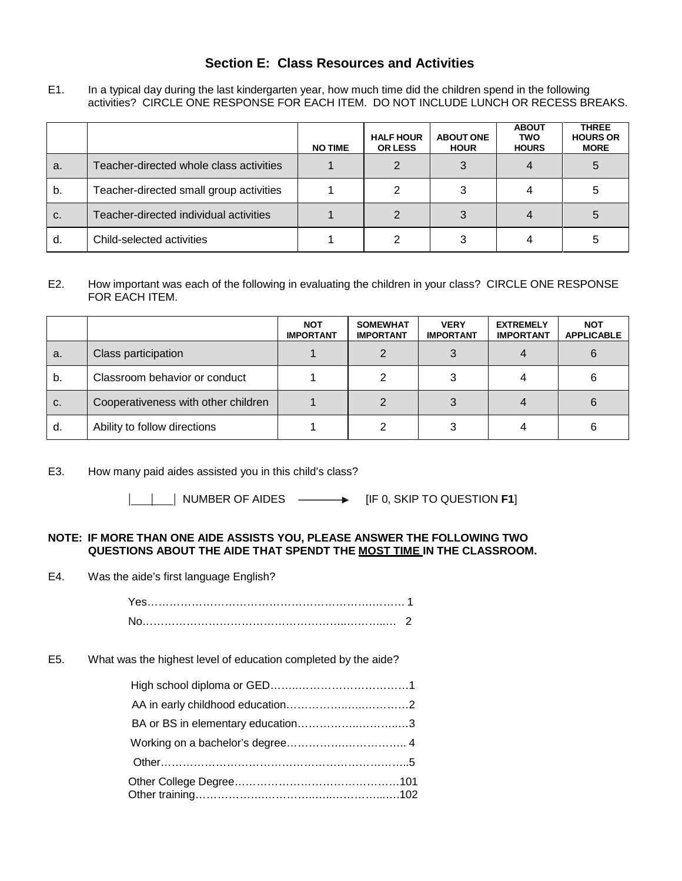## Section E: Class Resources and Activities

E1. In a typical day during the last kindergarten year, how much time did the children spend in the following activities? CIRCLE ONE RESPONSE FOR EACH ITEM. DO NOT INCLUDE LUNCH OR RECESS BREAKS.

| | | NO TIME | HALF HOUR OR LESS | ABOUT ONE HOUR | ABOUT TWO HOURS | THREE HOURS OR MORE |
|---|---|---|---|---|---|---|
| a. | Teacher-directed whole class activities | 1 | 2 | 3 | 4 | 5 |
| b. | Teacher-directed small group activities | 1 | 2 | 3 | 4 | 5 |
| c. | Teacher-directed individual activities | 1 | 2 | 3 | 4 | 5 |
| d. | Child-selected activities | 1 | 2 | 3 | 4 | 5 |

E2. How important was each of the following in evaluating the children in your class? CIRCLE ONE RESPONSE FOR EACH ITEM.

| | | NOT IMPORTANT | SOMEWHAT IMPORTANT | VERY IMPORTANT | EXTREMELY IMPORTANT | NOT APPLICABLE |
|---|---|---|---|---|---|---|
| a. | Class participation | 1 | 2 | 3 | 4 | 6 |
| b. | Classroom behavior or conduct | 1 | 2 | 3 | 4 | 6 |
| c. | Cooperativeness with other children | 1 | 2 | 3 | 4 | 6 |
| d. | Ability to follow directions | 1 | 2 | 3 | 4 | 6 |

E3. How many paid aides assisted you in this child's class?

|___|___| NUMBER OF AIDES ⟶ [IF 0, SKIP TO QUESTION **F1**]

**NOTE: IF MORE THAN ONE AIDE ASSISTS YOU, PLEASE ANSWER THE FOLLOWING TWO QUESTIONS ABOUT THE AIDE THAT SPENDT THE MOST TIME IN THE CLASSROOM.**

E4. Was the aide's first language English?

Yes………………………………………………………………. 1
No…………………………………………………………….. 2

E5. What was the highest level of education completed by the aide?

High school diploma or GED……………………………………1
AA in early childhood education…………………………………2
BA or BS in elementary education………………………………3
Working on a bachelor's degree……………………………….. 4
Other……………………………………………………………..5
Other College Degree……………………………………………101
Other training……………………………………………………102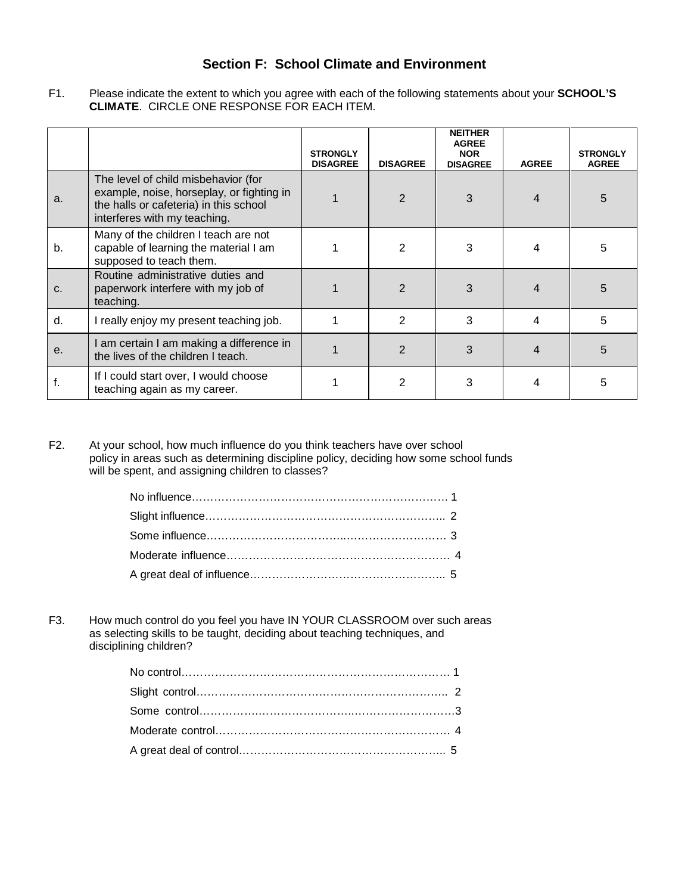## Section F: School Climate and Environment

F1. Please indicate the extent to which you agree with each of the following statements about your **SCHOOL'S CLIMATE**. CIRCLE ONE RESPONSE FOR EACH ITEM.

| | | STRONGLY DISAGREE | DISAGREE | NEITHER AGREE NOR DISAGREE | AGREE | STRONGLY AGREE |
|---|---|---|---|---|---|---|
| a. | The level of child misbehavior (for example, noise, horseplay, or fighting in the halls or cafeteria) in this school interferes with my teaching. | 1 | 2 | 3 | 4 | 5 |
| b. | Many of the children I teach are not capable of learning the material I am supposed to teach them. | 1 | 2 | 3 | 4 | 5 |
| c. | Routine administrative duties and paperwork interfere with my job of teaching. | 1 | 2 | 3 | 4 | 5 |
| d. | I really enjoy my present teaching job. | 1 | 2 | 3 | 4 | 5 |
| e. | I am certain I am making a difference in the lives of the children I teach. | 1 | 2 | 3 | 4 | 5 |
| f. | If I could start over, I would choose teaching again as my career. | 1 | 2 | 3 | 4 | 5 |

F2. At your school, how much influence do you think teachers have over school policy in areas such as determining discipline policy, deciding how some school funds will be spent, and assigning children to classes?

- No influence……………………………………………………………… 1
- Slight influence………………………………………………………….. 2
- Some influence…………………………………………………………… 3
- Moderate influence……………………………………………………… 4
- A great deal of influence…………………………………………….. 5

F3. How much control do you feel you have IN YOUR CLASSROOM over such areas as selecting skills to be taught, deciding about teaching techniques, and disciplining children?

- No control………………………………………………………………… 1
- Slight control…………………………………………………………….. 2
- Some control……………………………………………………………3
- Moderate control………………………………………………………… 4
- A great deal of control……………………………………………….. 5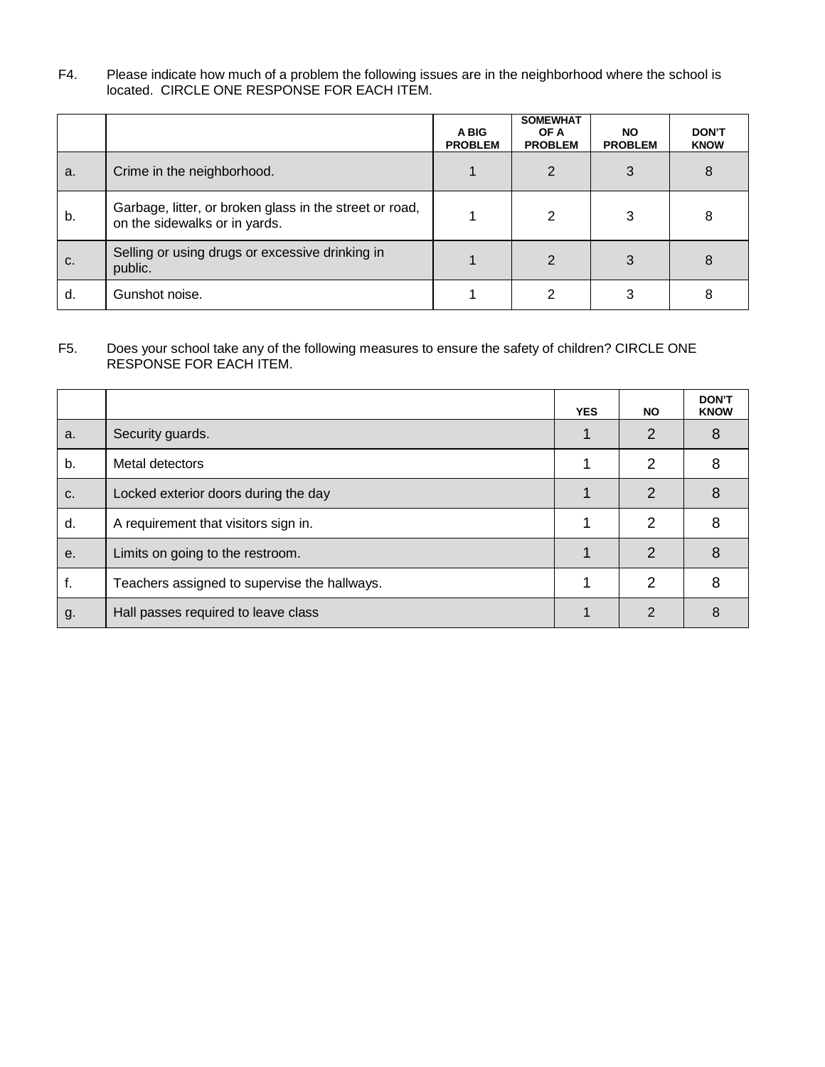F4. Please indicate how much of a problem the following issues are in the neighborhood where the school is located. CIRCLE ONE RESPONSE FOR EACH ITEM.

| | | A BIG PROBLEM | SOMEWHAT OF A PROBLEM | NO PROBLEM | DON'T KNOW |
|---|---|---|---|---|---|
| a. | Crime in the neighborhood. | 1 | 2 | 3 | 8 |
| b. | Garbage, litter, or broken glass in the street or road, on the sidewalks or in yards. | 1 | 2 | 3 | 8 |
| c. | Selling or using drugs or excessive drinking in public. | 1 | 2 | 3 | 8 |
| d. | Gunshot noise. | 1 | 2 | 3 | 8 |

F5. Does your school take any of the following measures to ensure the safety of children? CIRCLE ONE RESPONSE FOR EACH ITEM.

| | | YES | NO | DON'T KNOW |
|---|---|---|---|---|
| a. | Security guards. | 1 | 2 | 8 |
| b. | Metal detectors | 1 | 2 | 8 |
| c. | Locked exterior doors during the day | 1 | 2 | 8 |
| d. | A requirement that visitors sign in. | 1 | 2 | 8 |
| e. | Limits on going to the restroom. | 1 | 2 | 8 |
| f. | Teachers assigned to supervise the hallways. | 1 | 2 | 8 |
| g. | Hall passes required to leave class | 1 | 2 | 8 |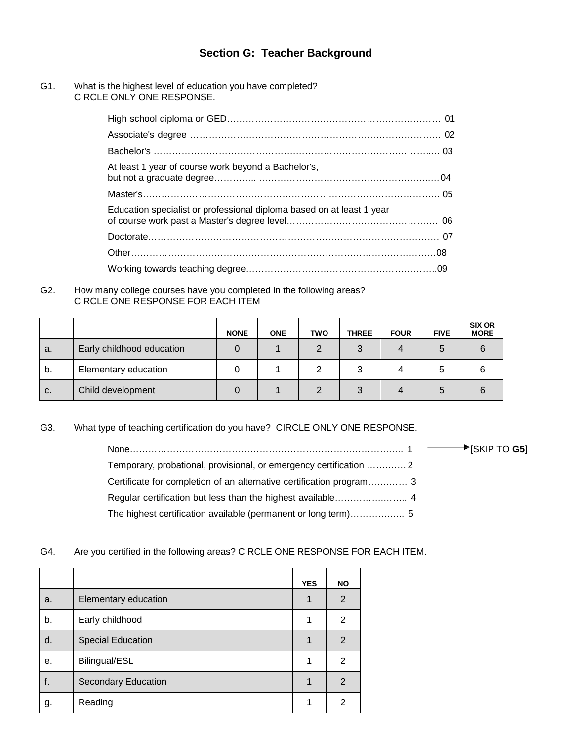## Section G: Teacher Background

G1. What is the highest level of education you have completed?
CIRCLE ONLY ONE RESPONSE.

- High school diploma or GED………………………………………………………… 01
- Associate's degree ……………………………………………………………………… 02
- Bachelor's ……………………………………………………………………………… 03
- At least 1 year of course work beyond a Bachelor's, but not a graduate degree………….. ………………………………………………04
- Master's……………………………………………………………………………………. 05
- Education specialist or professional diploma based on at least 1 year of course work past a Master's degree level………………………………………… 06
- Doctorate…………………………………………………………………………………. 07
- Other……………………………………………………………………………………….08
- Working towards teaching degree……………………………………………………..09

G2. How many college courses have you completed in the following areas?
CIRCLE ONE RESPONSE FOR EACH ITEM

| | | NONE | ONE | TWO | THREE | FOUR | FIVE | SIX OR MORE |
|---|---|---|---|---|---|---|---|---|
| a. | Early childhood education | 0 | 1 | 2 | 3 | 4 | 5 | 6 |
| b. | Elementary education | 0 | 1 | 2 | 3 | 4 | 5 | 6 |
| c. | Child development | 0 | 1 | 2 | 3 | 4 | 5 | 6 |

G3. What type of teaching certification do you have? CIRCLE ONLY ONE RESPONSE.

- None………………………………………………………………………………. 1 → [SKIP TO **G5**]
- Temporary, probational, provisional, or emergency certification …………2
- Certificate for completion of an alternative certification program………… 3
- Regular certification but less than the highest available………………….. 4
- The highest certification available (permanent or long term)……………... 5

G4. Are you certified in the following areas? CIRCLE ONE RESPONSE FOR EACH ITEM.

| | | YES | NO |
|---|---|---|---|
| a. | Elementary education | 1 | 2 |
| b. | Early childhood | 1 | 2 |
| d. | Special Education | 1 | 2 |
| e. | Bilingual/ESL | 1 | 2 |
| f. | Secondary Education | 1 | 2 |
| g. | Reading | 1 | 2 |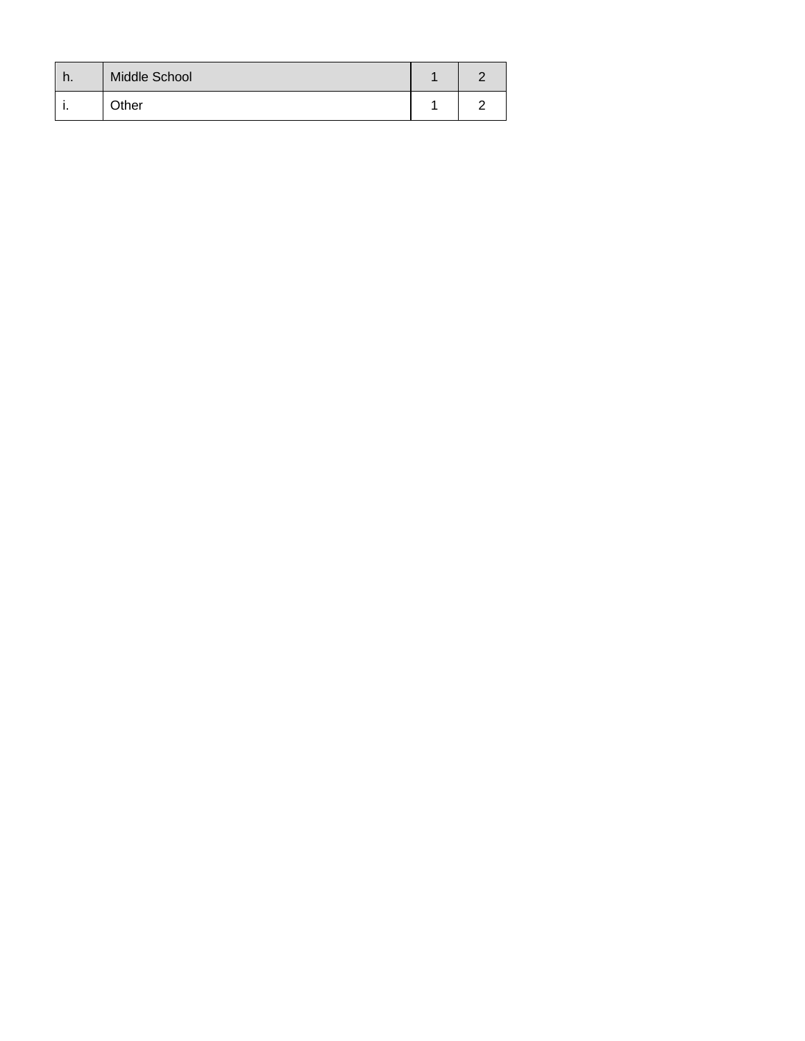| | | | |
|---|---|---|---|
| h. | Middle School | 1 | 2 |
| i. | Other | 1 | 2 |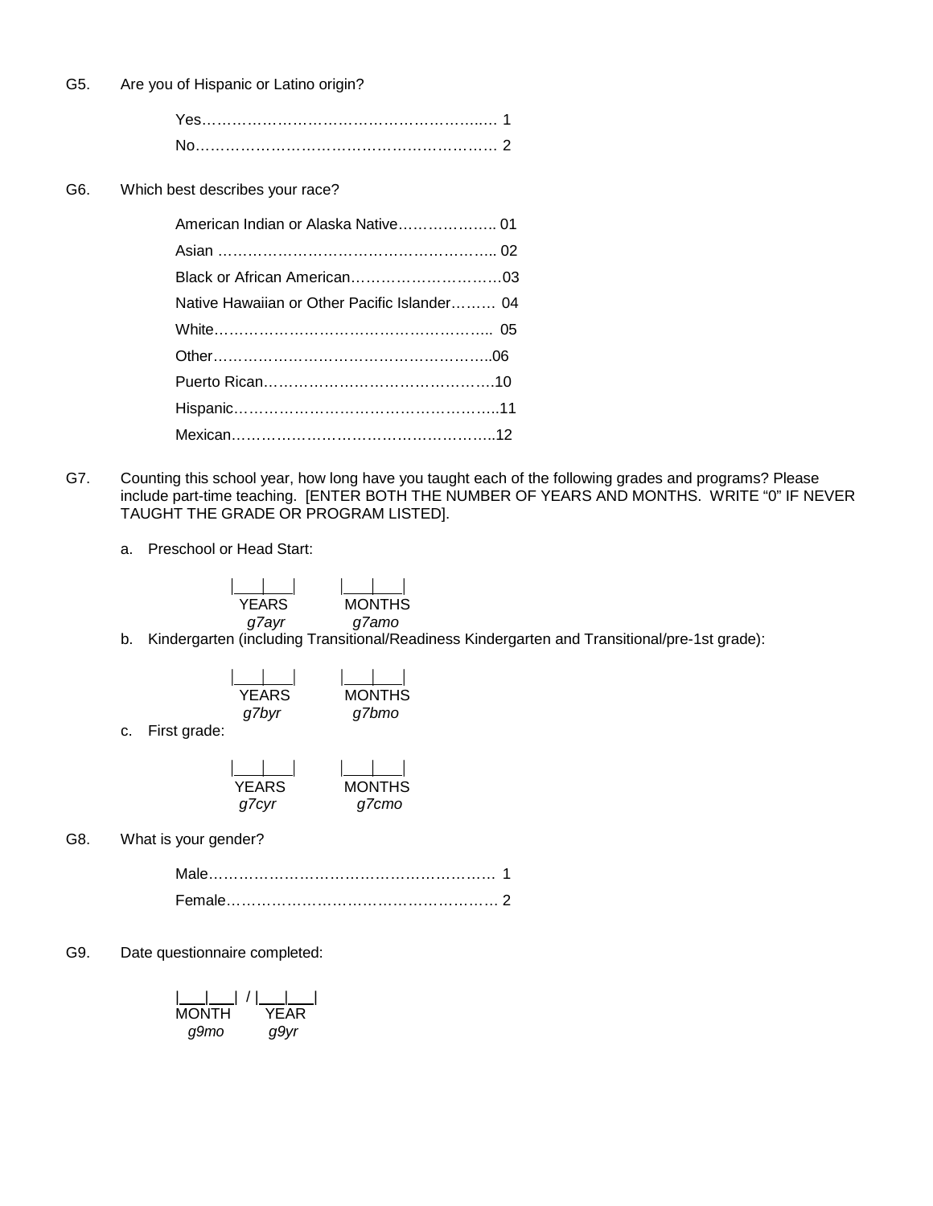G5. Are you of Hispanic or Latino origin?

Yes…………………………………………………… 1
No…………………………………………………… 2

G6. Which best describes your race?

American Indian or Alaska Native……………….. 01
Asian ……………………………………………….. 02
Black or African American………………………….03
Native Hawaiian or Other Pacific Islander……… 04
White……………………………………………….. 05
Other………………………………………………..06
Puerto Rican……………………………………….10
Hispanic……………………………………………..11
Mexican……………………………………………..12

G7. Counting this school year, how long have you taught each of the following grades and programs? Please include part-time teaching. [ENTER BOTH THE NUMBER OF YEARS AND MONTHS. WRITE "0" IF NEVER TAUGHT THE GRADE OR PROGRAM LISTED].

a. Preschool or Head Start:

|___|___| |___|___|
YEARS MONTHS
*g7ayr* *g7amo*

b. Kindergarten (including Transitional/Readiness Kindergarten and Transitional/pre-1st grade):

|___|___| |___|___|
YEARS MONTHS
*g7byr* *g7bmo*

c. First grade:

|___|___| |___|___|
YEARS MONTHS
*g7cyr* *g7cmo*

G8. What is your gender?

Male………………………………………………… 1
Female……………………………………………… 2

G9. Date questionnaire completed:

|___|___| / |___|___|
MONTH YEAR
*g9mo* *g9yr*